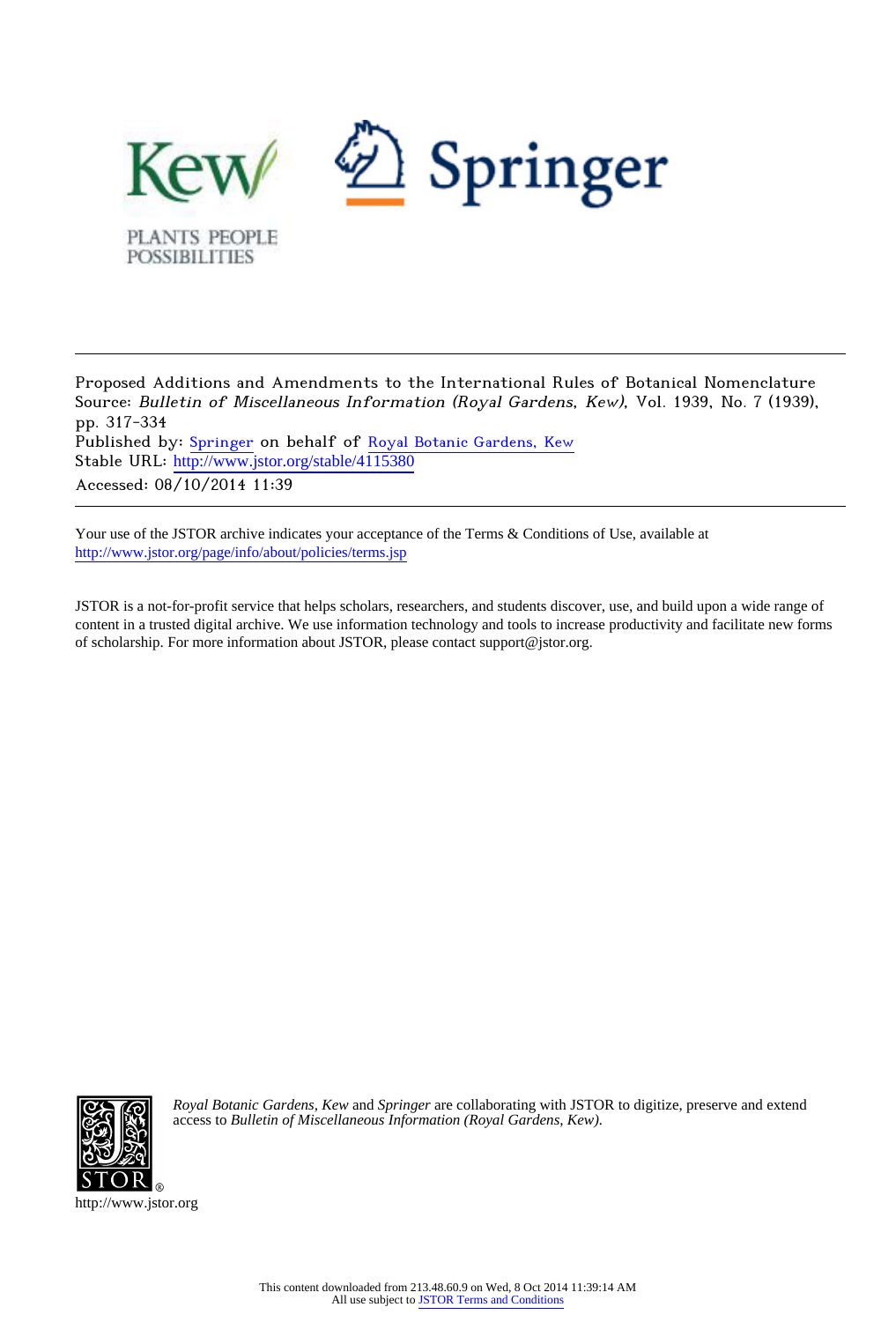Proposed Additions and Amendments to the International Rules of Botanical Nomenclature
Source: *Bulletin of Miscellaneous Information (Royal Gardens, Kew)*, Vol. 1939, No. 7 (1939), pp. 317-334
Published by: Springer on behalf of Royal Botanic Gardens, Kew
Stable URL: http://www.jstor.org/stable/4115380
Accessed: 08/10/2014 11:39

Your use of the JSTOR archive indicates your acceptance of the Terms & Conditions of Use, available at http://www.jstor.org/page/info/about/policies/terms.jsp

JSTOR is a not-for-profit service that helps scholars, researchers, and students discover, use, and build upon a wide range of content in a trusted digital archive. We use information technology and tools to increase productivity and facilitate new forms of scholarship. For more information about JSTOR, please contact support@jstor.org.

*Royal Botanic Gardens, Kew* and *Springer* are collaborating with JSTOR to digitize, preserve and extend access to *Bulletin of Miscellaneous Information (Royal Gardens, Kew).*

http://www.jstor.org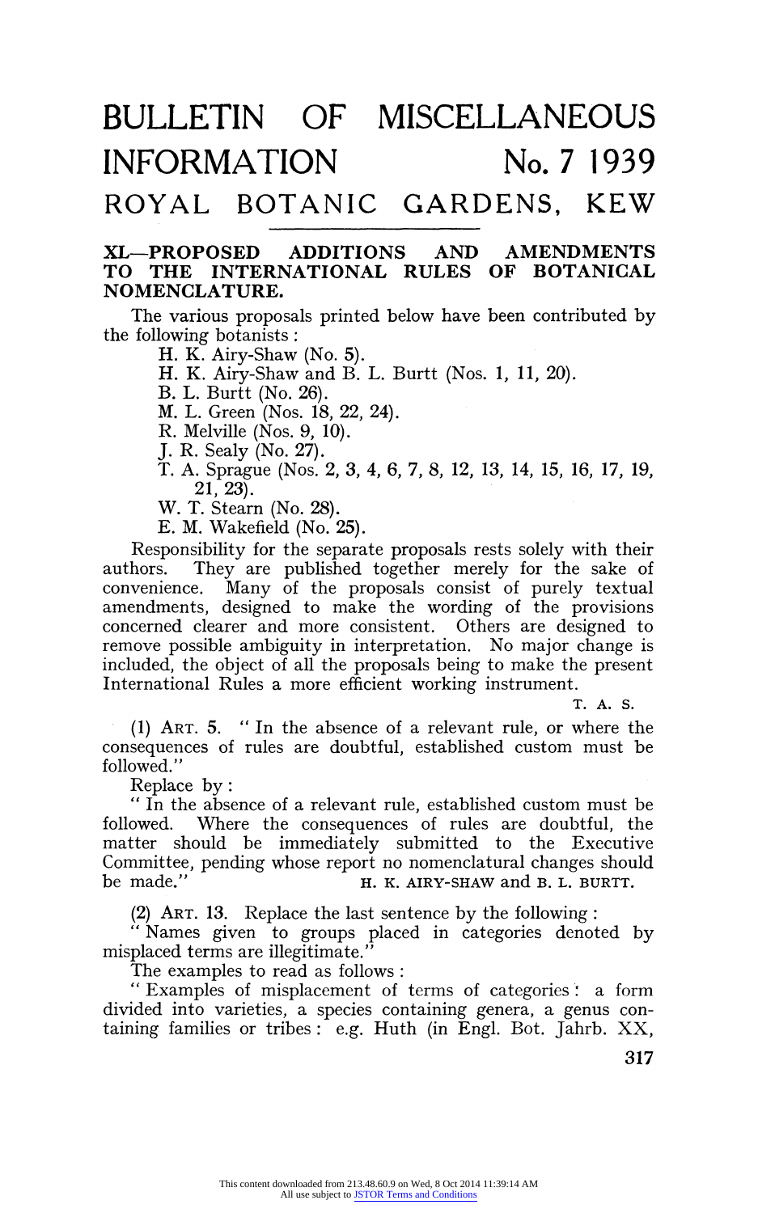# BULLETIN OF MISCELLANEOUS INFORMATION No. 7 1939

## ROYAL BOTANIC GARDENS, KEW

### XL—PROPOSED ADDITIONS AND AMENDMENTS TO THE INTERNATIONAL RULES OF BOTANICAL NOMENCLATURE.

The various proposals printed below have been contributed by the following botanists:

- H. K. Airy-Shaw (No. 5).
- H. K. Airy-Shaw and B. L. Burtt (Nos. 1, 11, 20).
- B. L. Burtt (No. 26).
- M. L. Green (Nos. 18, 22, 24).
- R. Melville (Nos. 9, 10).
- J. R. Sealy (No. 27).
- T. A. Sprague (Nos. 2, 3, 4, 6, 7, 8, 12, 13, 14, 15, 16, 17, 19, 21, 23).
- W. T. Stearn (No. 28).
- E. M. Wakefield (No. 25).

Responsibility for the separate proposals rests solely with their authors. They are published together merely for the sake of convenience. Many of the proposals consist of purely textual amendments, designed to make the wording of the provisions concerned clearer and more consistent. Others are designed to remove possible ambiguity in interpretation. No major change is included, the object of all the proposals being to make the present International Rules a more efficient working instrument.

T. A. S.

(1) ART. 5. "In the absence of a relevant rule, or where the consequences of rules are doubtful, established custom must be followed."

Replace by:

"In the absence of a relevant rule, established custom must be followed. Where the consequences of rules are doubtful, the matter should be immediately submitted to the Executive Committee, pending whose report no nomenclatural changes should be made."

H. K. AIRY-SHAW and B. L. BURTT.

(2) ART. 13. Replace the last sentence by the following:

"Names given to groups placed in categories denoted by misplaced terms are illegitimate."

The examples to read as follows:

"Examples of misplacement of terms of categories: a form divided into varieties, a species containing genera, a genus containing families or tribes: e.g. Huth (in Engl. Bot. Jahrb. XX,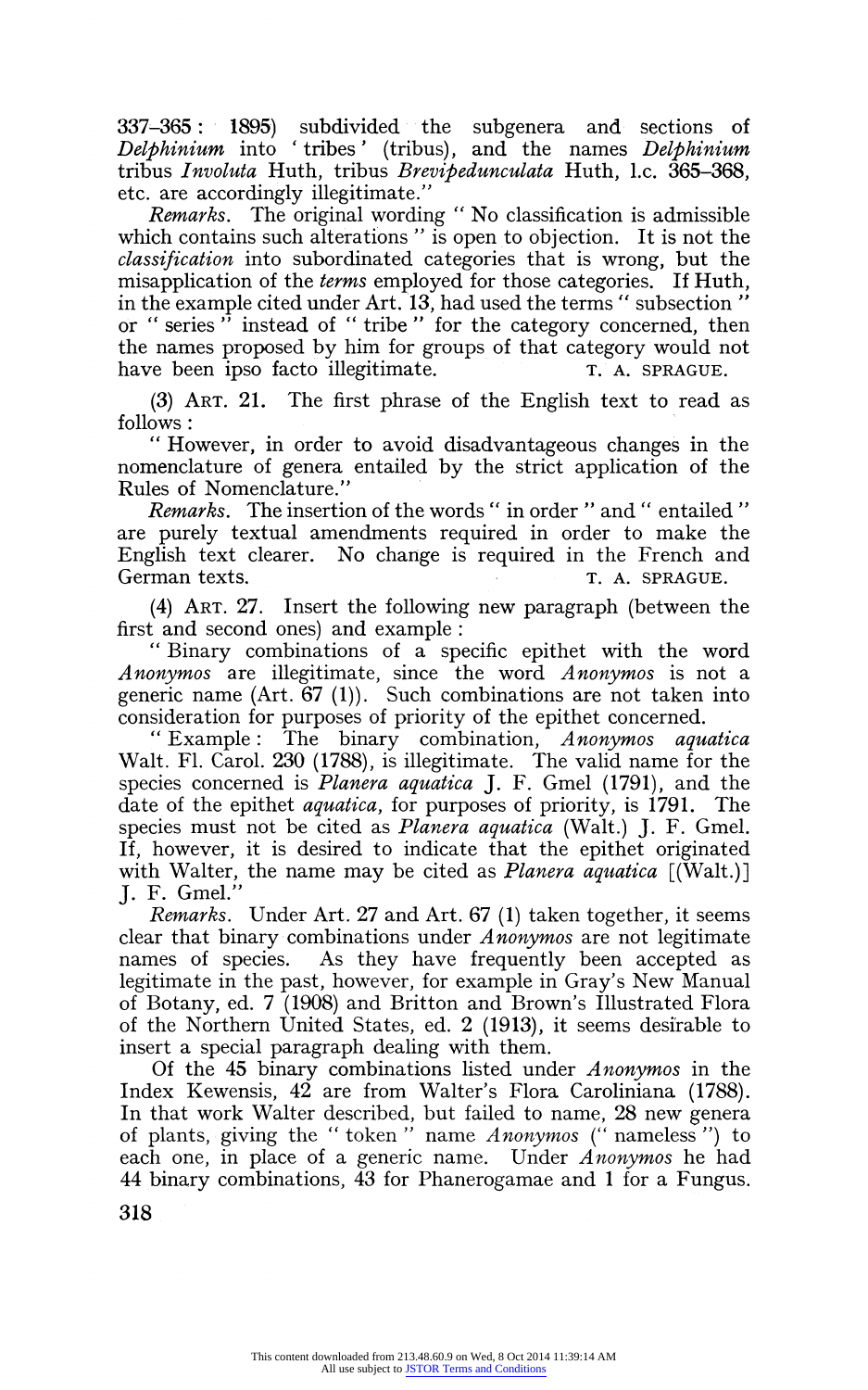337–365: 1895) subdivided the subgenera and sections of *Delphinium* into 'tribes' (tribus), and the names *Delphinium* tribus *Involuta* Huth, tribus *Brevipedunculata* Huth, l.c. 365–368, etc. are accordingly illegitimate."

*Remarks.* The original wording " No classification is admissible which contains such alterations " is open to objection. It is not the *classification* into subordinated categories that is wrong, but the misapplication of the *terms* employed for those categories. If Huth, in the example cited under Art. 13, had used the terms " subsection " or " series " instead of " tribe " for the category concerned, then the names proposed by him for groups of that category would not have been ipso facto illegitimate. T. A. SPRAGUE.

(3) ART. 21. The first phrase of the English text to read as follows:

" However, in order to avoid disadvantageous changes in the nomenclature of genera entailed by the strict application of the Rules of Nomenclature."

*Remarks.* The insertion of the words " in order " and " entailed " are purely textual amendments required in order to make the English text clearer. No change is required in the French and German texts. T. A. SPRAGUE.

(4) ART. 27. Insert the following new paragraph (between the first and second ones) and example:

" Binary combinations of a specific epithet with the word *Anonymos* are illegitimate, since the word *Anonymos* is not a generic name (Art. 67 (1)). Such combinations are not taken into consideration for purposes of priority of the epithet concerned.

" Example: The binary combination, *Anonymos aquatica* Walt. Fl. Carol. 230 (1788), is illegitimate. The valid name for the species concerned is *Planera aquatica* J. F. Gmel (1791), and the date of the epithet *aquatica*, for purposes of priority, is 1791. The species must not be cited as *Planera aquatica* (Walt.) J. F. Gmel. If, however, it is desired to indicate that the epithet originated with Walter, the name may be cited as *Planera aquatica* [(Walt.)] J. F. Gmel."

*Remarks.* Under Art. 27 and Art. 67 (1) taken together, it seems clear that binary combinations under *Anonymos* are not legitimate names of species. As they have frequently been accepted as legitimate in the past, however, for example in Gray's New Manual of Botany, ed. 7 (1908) and Britton and Brown's Illustrated Flora of the Northern United States, ed. 2 (1913), it seems desirable to insert a special paragraph dealing with them.

Of the 45 binary combinations listed under *Anonymos* in the Index Kewensis, 42 are from Walter's Flora Caroliniana (1788). In that work Walter described, but failed to name, 28 new genera of plants, giving the " token " name *Anonymos* (" nameless ") to each one, in place of a generic name. Under *Anonymos* he had 44 binary combinations, 43 for Phanerogamae and 1 for a Fungus.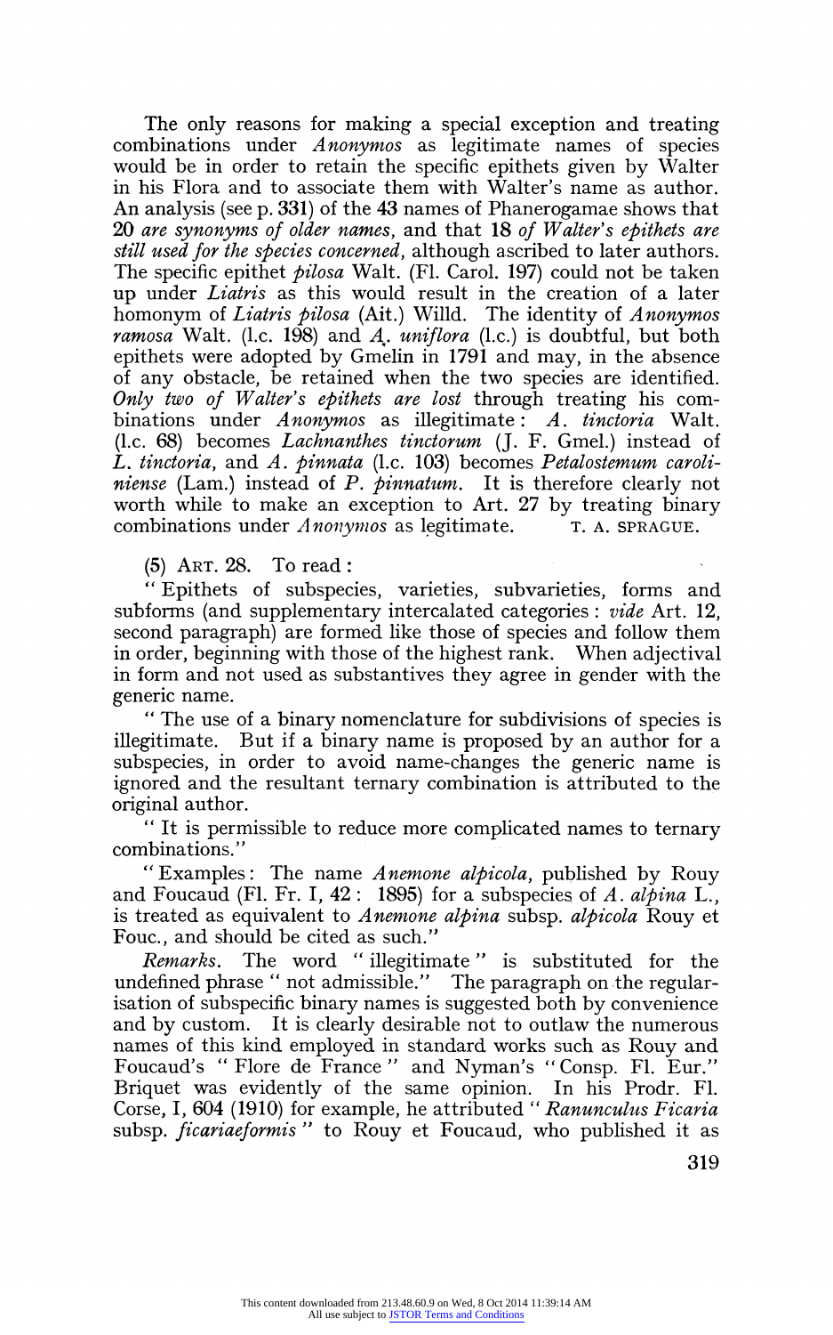The only reasons for making a special exception and treating combinations under *Anonymos* as legitimate names of species would be in order to retain the specific epithets given by Walter in his Flora and to associate them with Walter's name as author. An analysis (see p. 331) of the 43 names of Phanerogamae shows that 20 *are synonyms of older names*, and that 18 *of Walter's epithets are still used for the species concerned*, although ascribed to later authors. The specific epithet *pilosa* Walt. (Fl. Carol. 197) could not be taken up under *Liatris* as this would result in the creation of a later homonym of *Liatris pilosa* (Ait.) Willd. The identity of *Anonymos ramosa* Walt. (l.c. 198) and *A. uniflora* (l.c.) is doubtful, but both epithets were adopted by Gmelin in 1791 and may, in the absence of any obstacle, be retained when the two species are identified. *Only two of Walter's epithets are lost* through treating his combinations under *Anonymos* as illegitimate: *A. tinctoria* Walt. (l.c. 68) becomes *Lachnanthes tinctorum* (J. F. Gmel.) instead of *L. tinctoria*, and *A. pinnata* (l.c. 103) becomes *Petalostemum caroliniense* (Lam.) instead of *P. pinnatum*. It is therefore clearly not worth while to make an exception to Art. 27 by treating binary combinations under *Anonymos* as legitimate. T. A. SPRAGUE.

(5) ART. 28. To read:

"Epithets of subspecies, varieties, subvarieties, forms and subforms (and supplementary intercalated categories: *vide* Art. 12, second paragraph) are formed like those of species and follow them in order, beginning with those of the highest rank. When adjectival in form and not used as substantives they agree in gender with the generic name.

"The use of a binary nomenclature for subdivisions of species is illegitimate. But if a binary name is proposed by an author for a subspecies, in order to avoid name-changes the generic name is ignored and the resultant ternary combination is attributed to the original author.

"It is permissible to reduce more complicated names to ternary combinations."

"Examples: The name *Anemone alpicola*, published by Rouy and Foucaud (Fl. Fr. I, 42: 1895) for a subspecies of *A. alpina* L., is treated as equivalent to *Anemone alpina* subsp. *alpicola* Rouy et Fouc., and should be cited as such."

*Remarks.* The word "illegitimate" is substituted for the undefined phrase "not admissible." The paragraph on the regularisation of subspecific binary names is suggested both by convenience and by custom. It is clearly desirable not to outlaw the numerous names of this kind employed in standard works such as Rouy and Foucaud's "Flore de France" and Nyman's "Consp. Fl. Eur." Briquet was evidently of the same opinion. In his Prodr. Fl. Corse, I, 604 (1910) for example, he attributed "*Ranunculus Ficaria* subsp. *ficariaeformis*" to Rouy et Foucaud, who published it as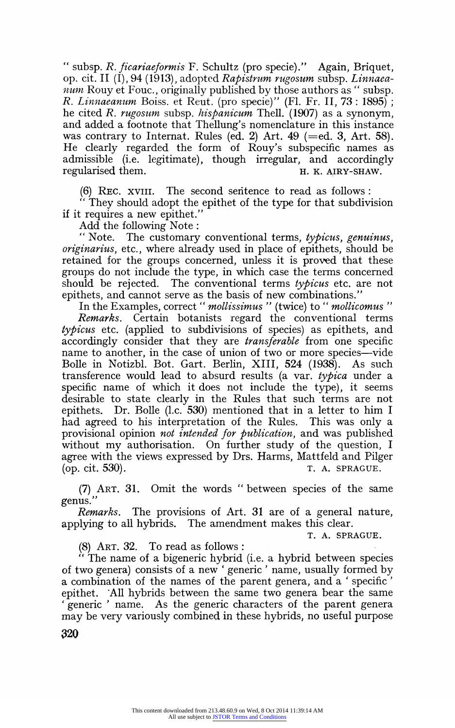" subsp. *R. ficariaeformis* F. Schultz (pro specie)." Again, Briquet, op. cit. II (I), 94 (1913), adopted *Rapistrum rugosum* subsp. *Linnaeanum* Rouy et Fouc., originally published by those authors as " subsp. *R. Linnaeanum* Boiss. et Reut. (pro specie)" (Fl. Fr. II, 73 : 1895) ; he cited *R. rugosum* subsp. *hispanicum* Thell. (1907) as a synonym, and added a footnote that Thellung's nomenclature in this instance was contrary to Internat. Rules (ed. 2) Art. 49 (=ed. 3, Art. 58). He clearly regarded the form of Rouy's subspecific names as admissible (i.e. legitimate), though irregular, and accordingly regularised them. H. K. AIRY-SHAW.

(6) REC. XVIII. The second sentence to read as follows :

" They should adopt the epithet of the type for that subdivision if it requires a new epithet."

Add the following Note :

" Note. The customary conventional terms, *typicus*, *genuinus*, *originarius*, etc., where already used in place of epithets, should be retained for the groups concerned, unless it is proved that these groups do not include the type, in which case the terms concerned should be rejected. The conventional terms *typicus* etc. are not epithets, and cannot serve as the basis of new combinations."

In the Examples, correct " *mollissimus* " (twice) to " *mollicomus* "

*Remarks.* Certain botanists regard the conventional terms *typicus* etc. (applied to subdivisions of species) as epithets, and accordingly consider that they are *transferable* from one specific name to another, in the case of union of two or more species—vide Bolle in Notizbl. Bot. Gart. Berlin, XIII, 524 (1938). As such transference would lead to absurd results (a var. *typica* under a specific name of which it does not include the type), it seems desirable to state clearly in the Rules that such terms are not epithets. Dr. Bolle (l.c. 530) mentioned that in a letter to him I had agreed to his interpretation of the Rules. This was only a provisional opinion *not intended for publication*, and was published without my authorisation. On further study of the question, I agree with the views expressed by Drs. Harms, Mattfeld and Pilger (op. cit. 530). T. A. SPRAGUE.

(7) ART. 31. Omit the words " between species of the same genus."

*Remarks.* The provisions of Art. 31 are of a general nature, applying to all hybrids. The amendment makes this clear.

T. A. SPRAGUE.

(8) ART. 32. To read as follows :

" The name of a bigeneric hybrid (i.e. a hybrid between species of two genera) consists of a new ' generic ' name, usually formed by a combination of the names of the parent genera, and a ' specific ' epithet. All hybrids between the same two genera bear the same ' generic ' name. As the generic characters of the parent genera may be very variously combined in these hybrids, no useful purpose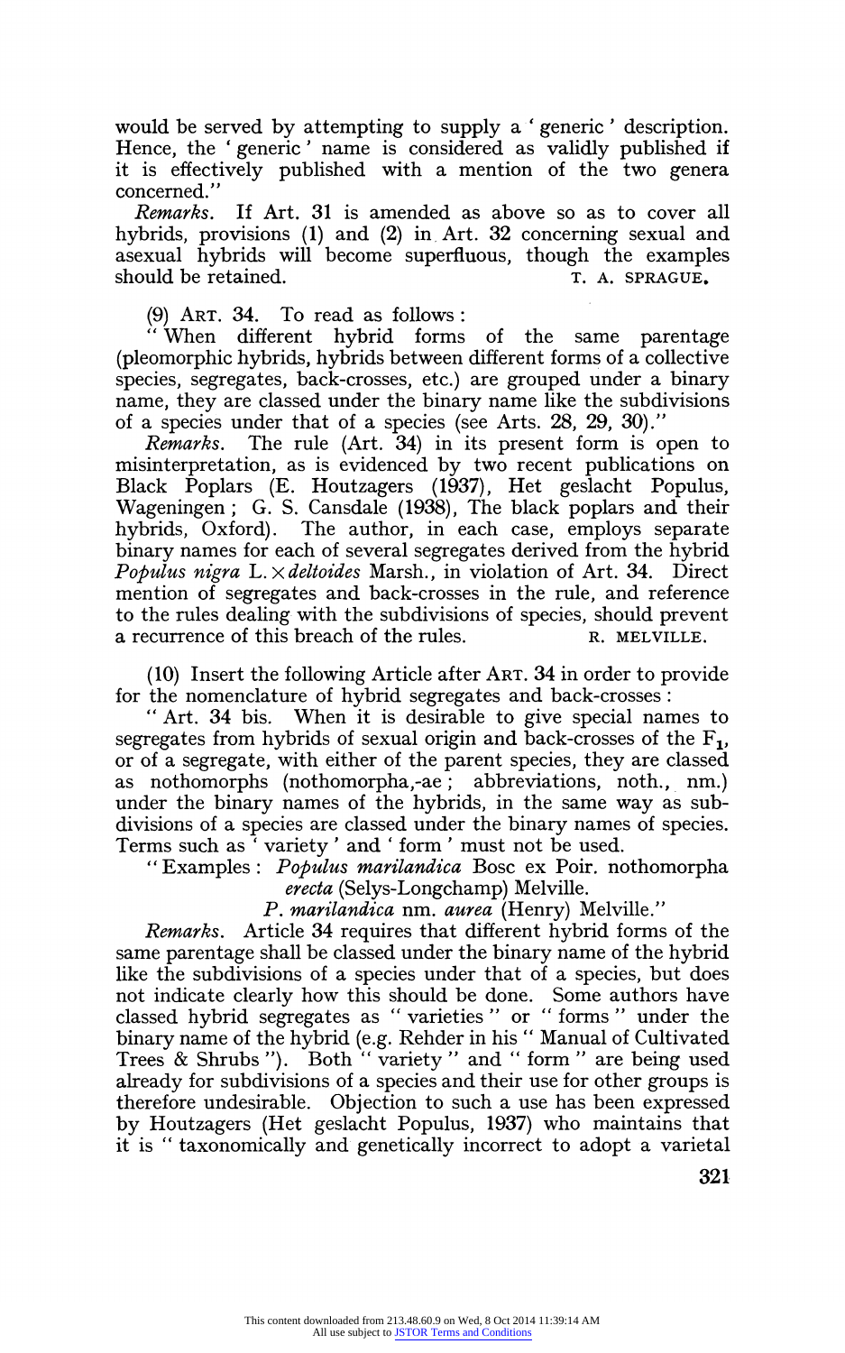would be served by attempting to supply a 'generic' description. Hence, the 'generic' name is considered as validly published if it is effectively published with a mention of the two genera concerned."

*Remarks.* If Art. 31 is amended as above so as to cover all hybrids, provisions (1) and (2) in Art. 32 concerning sexual and asexual hybrids will become superfluous, though the examples should be retained. T. A. SPRAGUE.

(9) ART. 34. To read as follows:

"When different hybrid forms of the same parentage (pleomorphic hybrids, hybrids between different forms of a collective species, segregates, back-crosses, etc.) are grouped under a binary name, they are classed under the binary name like the subdivisions of a species under that of a species (see Arts. 28, 29, 30)."

*Remarks.* The rule (Art. 34) in its present form is open to misinterpretation, as is evidenced by two recent publications on Black Poplars (E. Houtzagers (1937), Het geslacht Populus, Wageningen; G. S. Cansdale (1938), The black poplars and their hybrids, Oxford). The author, in each case, employs separate binary names for each of several segregates derived from the hybrid *Populus nigra* L. × *deltoides* Marsh., in violation of Art. 34. Direct mention of segregates and back-crosses in the rule, and reference to the rules dealing with the subdivisions of species, should prevent a recurrence of this breach of the rules. R. MELVILLE.

(10) Insert the following Article after ART. 34 in order to provide for the nomenclature of hybrid segregates and back-crosses:

"Art. 34 bis. When it is desirable to give special names to segregates from hybrids of sexual origin and back-crosses of the $F_1$, or of a segregate, with either of the parent species, they are classed as nothomorphs (nothomorpha,-ae; abbreviations, noth., nm.) under the binary names of the hybrids, in the same way as subdivisions of a species are classed under the binary names of species. Terms such as 'variety' and 'form' must not be used.

"Examples: *Populus marilandica* Bosc ex Poir. nothomorpha *erecta* (Selys-Longchamp) Melville.
*P. marilandica* nm. *aurea* (Henry) Melville."

*Remarks.* Article 34 requires that different hybrid forms of the same parentage shall be classed under the binary name of the hybrid like the subdivisions of a species under that of a species, but does not indicate clearly how this should be done. Some authors have classed hybrid segregates as "varieties" or "forms" under the binary name of the hybrid (e.g. Rehder in his "Manual of Cultivated Trees & Shrubs"). Both "variety" and "form" are being used already for subdivisions of a species and their use for other groups is therefore undesirable. Objection to such a use has been expressed by Houtzagers (Het geslacht Populus, 1937) who maintains that it is "taxonomically and genetically incorrect to adopt a varietal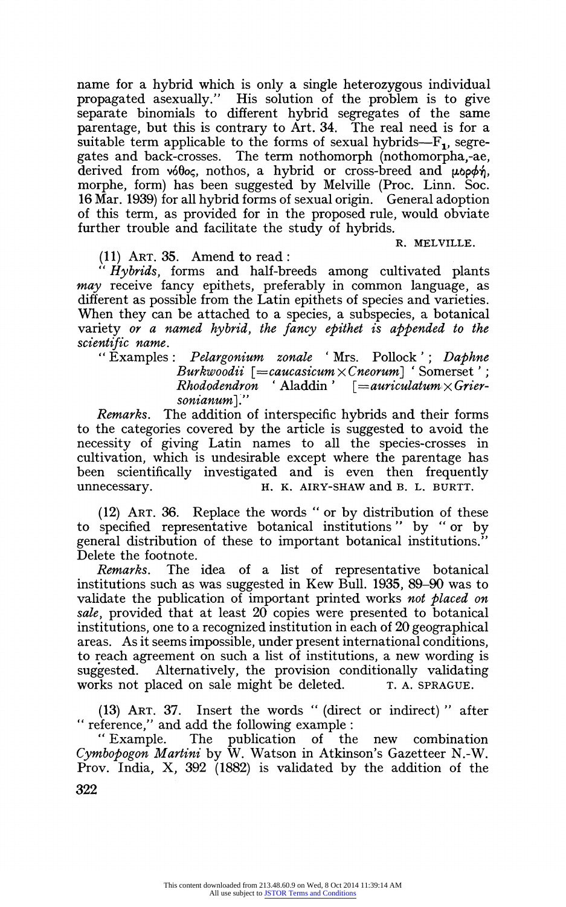name for a hybrid which is only a single heterozygous individual propagated asexually." His solution of the problem is to give separate binomials to different hybrid segregates of the same parentage, but this is contrary to Art. 34. The real need is for a suitable term applicable to the forms of sexual hybrids—$F_1$, segregates and back-crosses. The term nothomorph (nothomorpha,-ae, derived from νόθος, nothos, a hybrid or cross-breed and μορφή, morphe, form) has been suggested by Melville (Proc. Linn. Soc. 16 Mar. 1939) for all hybrid forms of sexual origin. General adoption of this term, as provided for in the proposed rule, would obviate further trouble and facilitate the study of hybrids.

R. MELVILLE.

(11) ART. 35. Amend to read:

"*Hybrids*, forms and half-breeds among cultivated plants *may* receive fancy epithets, preferably in common language, as different as possible from the Latin epithets of species and varieties. When they can be attached to a species, a subspecies, a botanical variety *or a named hybrid, the fancy epithet is appended to the scientific name.*

"Examples: *Pelargonium zonale* 'Mrs. Pollock'; *Daphne Burkwoodii* [=*caucasicum* × *Cneorum*] 'Somerset'; *Rhododendron* 'Aladdin' [=*auriculatum* × *Griersonianum*]."

*Remarks.* The addition of interspecific hybrids and their forms to the categories covered by the article is suggested to avoid the necessity of giving Latin names to all the species-crosses in cultivation, which is undesirable except where the parentage has been scientifically investigated and is even then frequently unnecessary.

H. K. AIRY-SHAW and B. L. BURTT.

(12) ART. 36. Replace the words "or by distribution of these to specified representative botanical institutions" by "or by general distribution of these to important botanical institutions." Delete the footnote.

*Remarks.* The idea of a list of representative botanical institutions such as was suggested in Kew Bull. 1935, 89–90 was to validate the publication of important printed works *not placed on sale*, provided that at least 20 copies were presented to botanical institutions, one to a recognized institution in each of 20 geographical areas. As it seems impossible, under present international conditions, to reach agreement on such a list of institutions, a new wording is suggested. Alternatively, the provision conditionally validating works not placed on sale might be deleted.

T. A. SPRAGUE.

(13) ART. 37. Insert the words "(direct or indirect)" after "reference," and add the following example:

"Example. The publication of the new combination *Cymbopogon Martini* by W. Watson in Atkinson's Gazetteer N.-W. Prov. India, X, 392 (1882) is validated by the addition of the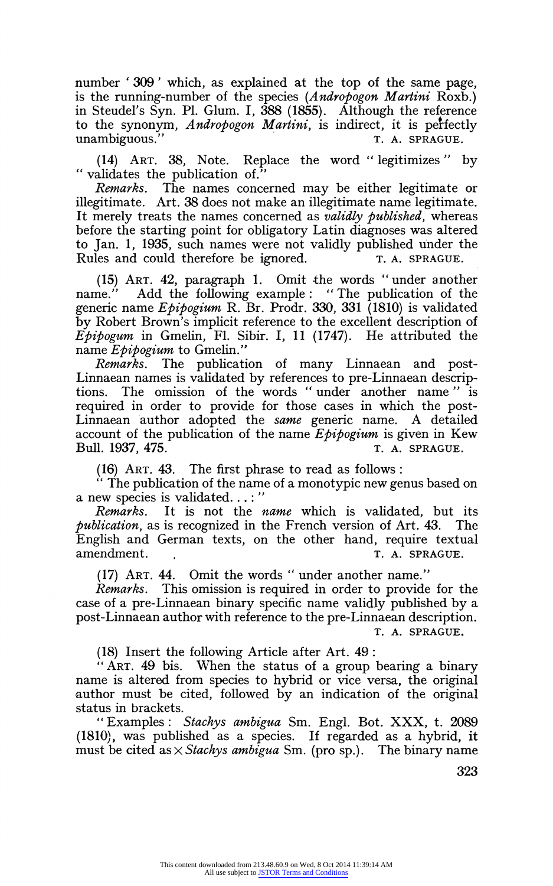number '**309**' which, as explained at the top of the same page, is the running-number of the species (*Andropogon Martini* Roxb.) in Steudel's Syn. Pl. Glum. I, **388** (**1855**). Although the reference to the synonym, *Andropogon Martini*, is indirect, it is perfectly unambiguous."

T. A. SPRAGUE.

(14) ART. 38, Note. Replace the word "legitimizes" by "validates the publication of."

*Remarks.* The names concerned may be either legitimate or illegitimate. Art. 38 does not make an illegitimate name legitimate. It merely treats the names concerned as *validly published*, whereas before the starting point for obligatory Latin diagnoses was altered to Jan. 1, 1935, such names were not validly published under the Rules and could therefore be ignored.

T. A. SPRAGUE.

(15) ART. 42, paragraph 1. Omit the words "under another name." Add the following example: "The publication of the generic name *Epipogium* R. Br. Prodr. 330, 331 (1810) is validated by Robert Brown's implicit reference to the excellent description of *Epipogum* in Gmelin, Fl. Sibir. I, 11 (1747). He attributed the name *Epipogium* to Gmelin."

*Remarks.* The publication of many Linnaean and post-Linnaean names is validated by references to pre-Linnaean descriptions. The omission of the words "under another name" is required in order to provide for those cases in which the post-Linnaean author adopted the *same* generic name. A detailed account of the publication of the name *Epipogium* is given in Kew Bull. 1937, 475.

T. A. SPRAGUE.

(16) ART. 43. The first phrase to read as follows:

"The publication of the name of a monotypic new genus based on a new species is validated...:"

*Remarks.* It is not the *name* which is validated, but its *publication*, as is recognized in the French version of Art. 43. The English and German texts, on the other hand, require textual amendment.

T. A. SPRAGUE.

(17) ART. 44. Omit the words "under another name."

*Remarks.* This omission is required in order to provide for the case of a pre-Linnaean binary specific name validly published by a post-Linnaean author with reference to the pre-Linnaean description.

T. A. SPRAGUE.

(18) Insert the following Article after Art. 49:

"ART. 49 bis. When the status of a group bearing a binary name is altered from species to hybrid or vice versa, the original author must be cited, followed by an indication of the original status in brackets.

"Examples: *Stachys ambigua* Sm. Engl. Bot. XXX, t. 2089 (1810), was published as a species. If regarded as a hybrid, it must be cited as × *Stachys ambigua* Sm. (pro sp.). The binary name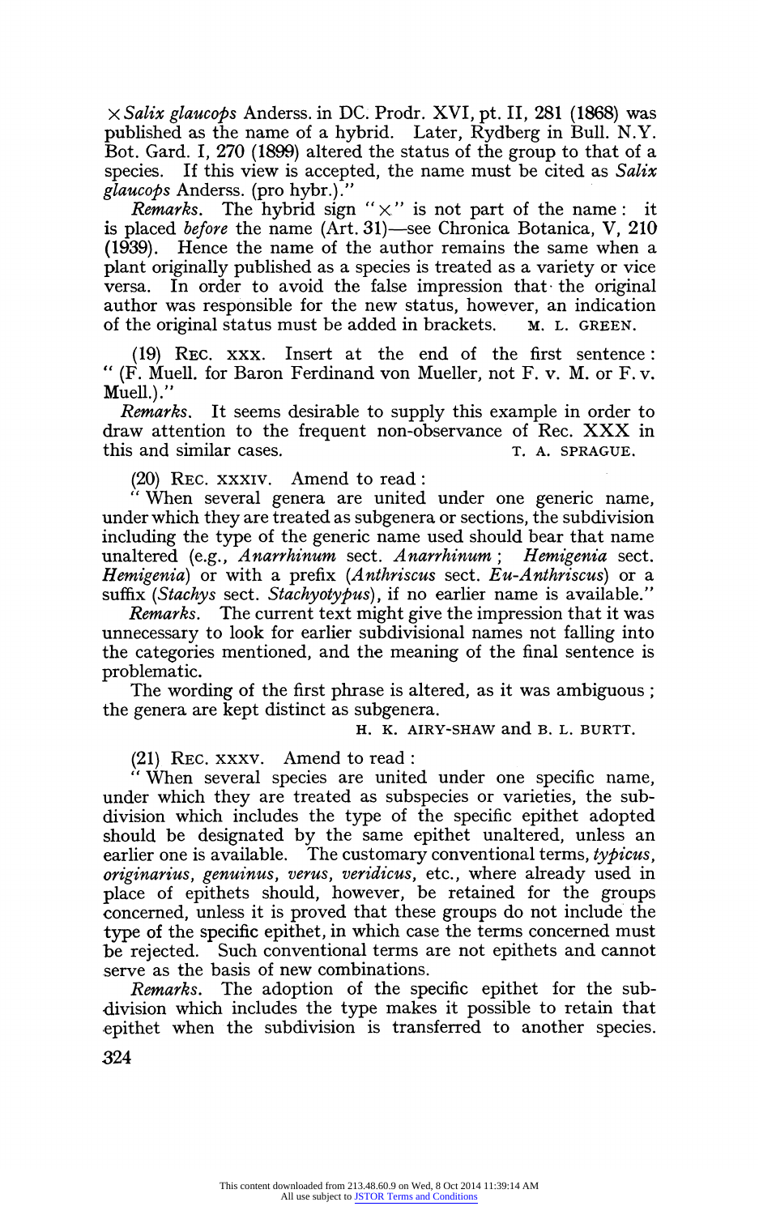×*Salix glaucops* Anderss. in DC. Prodr. XVI, pt. II, 281 (1868) was published as the name of a hybrid. Later, Rydberg in Bull. N.Y. Bot. Gard. I, 270 (1899) altered the status of the group to that of a species. If this view is accepted, the name must be cited as *Salix glaucops* Anderss. (pro hybr.)."

*Remarks.* The hybrid sign "×" is not part of the name: it is placed *before* the name (Art. 31)—see Chronica Botanica, V, 210 (1939). Hence the name of the author remains the same when a plant originally published as a species is treated as a variety or vice versa. In order to avoid the false impression that the original author was responsible for the new status, however, an indication of the original status must be added in brackets. M. L. GREEN.

(19) REC. XXX. Insert at the end of the first sentence: "(F. Muell. for Baron Ferdinand von Mueller, not F. v. M. or F. v. Muell.)."

*Remarks.* It seems desirable to supply this example in order to draw attention to the frequent non-observance of Rec. XXX in this and similar cases. T. A. SPRAGUE.

(20) REC. XXXIV. Amend to read:

"When several genera are united under one generic name, under which they are treated as subgenera or sections, the subdivision including the type of the generic name used should bear that name unaltered (e.g., *Anarrhinum* sect. *Anarrhinum*; *Hemigenia* sect. *Hemigenia*) or with a prefix (*Anthriscus* sect. *Eu-Anthriscus*) or a suffix (*Stachys* sect. *Stachyotypus*), if no earlier name is available."

*Remarks.* The current text might give the impression that it was unnecessary to look for earlier subdivisional names not falling into the categories mentioned, and the meaning of the final sentence is problematic.

The wording of the first phrase is altered, as it was ambiguous; the genera are kept distinct as subgenera.

H. K. AIRY-SHAW and B. L. BURTT.

(21) REC. XXXV. Amend to read:

"When several species are united under one specific name, under which they are treated as subspecies or varieties, the subdivision which includes the type of the specific epithet adopted should be designated by the same epithet unaltered, unless an earlier one is available. The customary conventional terms, *typicus*, *originarius*, *genuinus*, *verus*, *veridicus*, etc., where already used in place of epithets should, however, be retained for the groups concerned, unless it is proved that these groups do not include the type of the specific epithet, in which case the terms concerned must be rejected. Such conventional terms are not epithets and cannot serve as the basis of new combinations.

*Remarks.* The adoption of the specific epithet for the subdivision which includes the type makes it possible to retain that epithet when the subdivision is transferred to another species.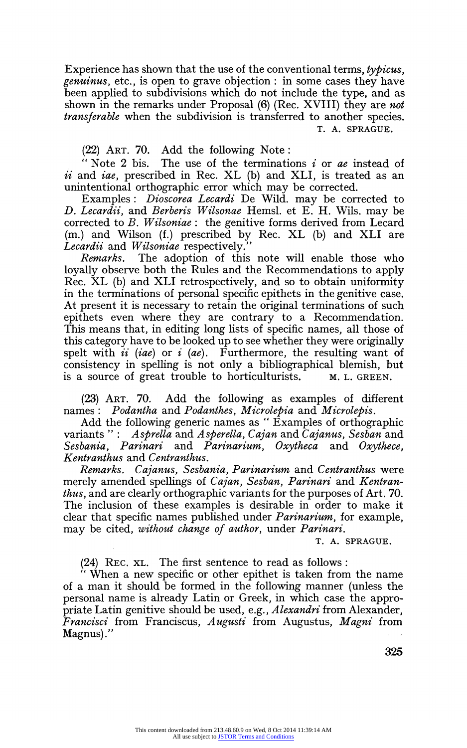Experience has shown that the use of the conventional terms, *typicus*, *genuinus*, etc., is open to grave objection : in some cases they have been applied to subdivisions which do not include the type, and as shown in the remarks under Proposal (6) (Rec. XVIII) they are *not transferable* when the subdivision is transferred to another species.

T. A. SPRAGUE.

(22) ART. 70. Add the following Note :

" Note 2 bis. The use of the terminations *i* or *ae* instead of *ii* and *iae*, prescribed in Rec. XL (b) and XLI, is treated as an unintentional orthographic error which may be corrected.

Examples : *Dioscorea Lecardi* De Wild. may be corrected to *D. Lecardii*, and *Berberis Wilsonae* Hemsl. et E. H. Wils. may be corrected to *B. Wilsoniae* : the genitive forms derived from Lecard (m.) and Wilson (f.) prescribed by Rec. XL (b) and XLI are *Lecardii* and *Wilsoniae* respectively."

*Remarks*. The adoption of this note will enable those who loyally observe both the Rules and the Recommendations to apply Rec. XL (b) and XLI retrospectively, and so to obtain uniformity in the terminations of personal specific epithets in the genitive case. At present it is necessary to retain the original terminations of such epithets even where they are contrary to a Recommendation. This means that, in editing long lists of specific names, all those of this category have to be looked up to see whether they were originally spelt with *ii* (*iae*) or *i* (*ae*). Furthermore, the resulting want of consistency in spelling is not only a bibliographical blemish, but is a source of great trouble to horticulturists. M. L. GREEN.

(23) ART. 70. Add the following as examples of different names : *Podantha* and *Podanthes*, *Microlepia* and *Microlepis*.

Add the following generic names as " Examples of orthographic variants " : *Asprella* and *Asperella*, *Cajan* and *Cajanus*, *Sesban* and *Sesbania*, *Parinari* and *Parinarium*, *Oxytheca* and *Oxythece*, *Kentranthus* and *Centranthus*.

*Remarks*. *Cajanus*, *Sesbania*, *Parinarium* and *Centranthus* were merely amended spellings of *Cajan*, *Sesban*, *Parinari* and *Kentranthus*, and are clearly orthographic variants for the purposes of Art. 70. The inclusion of these examples is desirable in order to make it clear that specific names published under *Parinarium*, for example, may be cited, *without change of author*, under *Parinari*.

T. A. SPRAGUE.

(24) REC. XL. The first sentence to read as follows :

" When a new specific or other epithet is taken from the name of a man it should be formed in the following manner (unless the personal name is already Latin or Greek, in which case the appropriate Latin genitive should be used, e.g., *Alexandri* from Alexander, *Francisci* from Franciscus, *Augusti* from Augustus, *Magni* from Magnus)."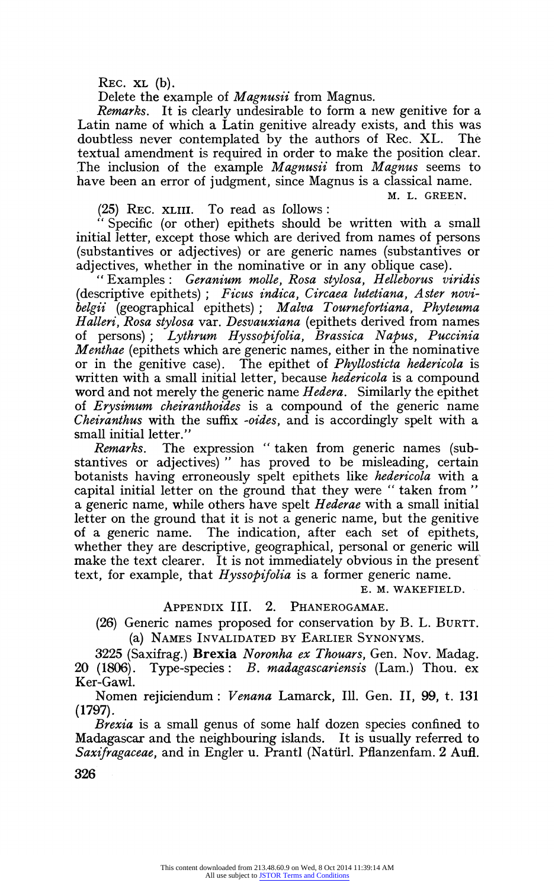REC. XL (b).

Delete the example of *Magnusii* from Magnus.

*Remarks*. It is clearly undesirable to form a new genitive for a Latin name of which a Latin genitive already exists, and this was doubtless never contemplated by the authors of Rec. XL. The textual amendment is required in order to make the position clear. The inclusion of the example *Magnusii* from *Magnus* seems to have been an error of judgment, since Magnus is a classical name.

M. L. GREEN.

(25) REC. XLIII. To read as follows:

"Specific (or other) epithets should be written with a small initial letter, except those which are derived from names of persons (substantives or adjectives) or are generic names (substantives or adjectives, whether in the nominative or in any oblique case).

"Examples: *Geranium molle, Rosa stylosa, Helleborus viridis* (descriptive epithets); *Ficus indica, Circaea lutetiana, Aster novi-belgii* (geographical epithets); *Malva Tournefortiana, Phyteuma Halleri, Rosa stylosa* var. *Desvauxiana* (epithets derived from names of persons); *Lythrum Hyssopifolia, Brassica Napus, Puccinia Menthae* (epithets which are generic names, either in the nominative or in the genitive case). The epithet of *Phyllosticta hedericola* is written with a small initial letter, because *hedericola* is a compound word and not merely the generic name *Hedera*. Similarly the epithet of *Erysimum cheiranthoides* is a compound of the generic name *Cheiranthus* with the suffix *-oides*, and is accordingly spelt with a small initial letter."

*Remarks*. The expression "taken from generic names (substantives or adjectives)" has proved to be misleading, certain botanists having erroneously spelt epithets like *hedericola* with a capital initial letter on the ground that they were "taken from" a generic name, while others have spelt *Hederae* with a small initial letter on the ground that it is not a generic name, but the genitive of a generic name. The indication, after each set of epithets, whether they are descriptive, geographical, personal or generic will make the text clearer. It is not immediately obvious in the present text, for example, that *Hyssopifolia* is a former generic name.

E. M. WAKEFIELD.

## APPENDIX III. 2. PHANEROGAMAE.

(26) Generic names proposed for conservation by B. L. BURTT.

### (a) NAMES INVALIDATED BY EARLIER SYNONYMS.

3225 (Saxifrag.) **Brexia** *Noronha ex Thouars*, Gen. Nov. Madag. 20 (1806). Type-species: *B. madagascariensis* (Lam.) Thou. ex Ker-Gawl.

Nomen rejiciendum: *Venana* Lamarck, Ill. Gen. II, 99, t. 131 (1797).

*Brexia* is a small genus of some half dozen species confined to Madagascar and the neighbouring islands. It is usually referred to *Saxifragaceae*, and in Engler u. Prantl (Natürl. Pflanzenfam. 2 Aufl.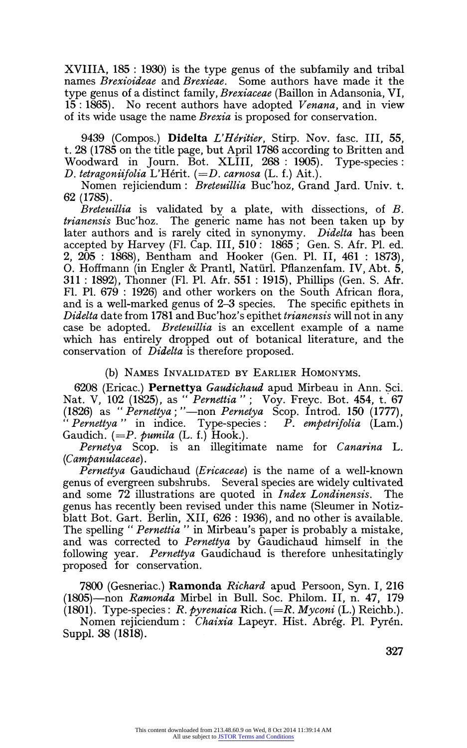XVIIIA, 185 : 1930) is the type genus of the subfamily and tribal names *Brexioideae* and *Brexieae*. Some authors have made it the type genus of a distinct family, *Brexiaceae* (Baillon in Adansonia, VI, 15 : 1865). No recent authors have adopted *Venana*, and in view of its wide usage the name *Brexia* is proposed for conservation.

9439 (Compos.) **Didelta** *L'Héritier*, Stirp. Nov. fasc. III, 55, t. 28 (1785 on the title page, but April 1786 according to Britten and Woodward in Journ. Bot. XLIII, 268 : 1905). Type-species : *D. tetragoniifolia* L'Hérit. (=*D. carnosa* (L. f.) Ait.).

Nomen rejiciendum : *Breteuillia* Buc'hoz, Grand Jard. Univ. t. 62 (1785).

*Breteuillia* is validated by a plate, with dissections, of *B. trianensis* Buc'hoz. The generic name has not been taken up by later authors and is rarely cited in synonymy. *Didelta* has been accepted by Harvey (Fl. Cap. III, 510 : 1865 ; Gen. S. Afr. Pl. ed. 2, 205 : 1868), Bentham and Hooker (Gen. Pl. II, 461 : 1873), O. Hoffmann (in Engler & Prantl, Natürl. Pflanzenfam. IV, Abt. 5, 311 : 1892), Thonner (Fl. Pl. Afr. 551 : 1915), Phillips (Gen. S. Afr. Fl. Pl. 679 : 1926) and other workers on the South African flora, and is a well-marked genus of 2–3 species. The specific epithets in *Didelta* date from 1781 and Buc'hoz's epithet *trianensis* will not in any case be adopted. *Breteuillia* is an excellent example of a name which has entirely dropped out of botanical literature, and the conservation of *Didelta* is therefore proposed.

### (b) Names Invalidated by Earlier Homonyms.

6208 (Ericac.) **Pernettya** *Gaudichaud* apud Mirbeau in Ann. Sci. Nat. V, 102 (1825), as " *Pernettia* " ; Voy. Freyc. Bot. 454, t. 67 (1826) as " *Pernettya* ; "—non *Pernetya* Scop. Introd. 150 (1777), " *Pernettya* " in indice. Type-species : *P. empetrifolia* (Lam.) Gaudich. (=*P. pumila* (L. f.) Hook.).

*Pernetya* Scop. is an illegitimate name for *Canarina* L. (*Campanulaceae*).

*Pernettya* Gaudichaud (*Ericaceae*) is the name of a well-known genus of evergreen subshrubs. Several species are widely cultivated and some 72 illustrations are quoted in *Index Londinensis*. The genus has recently been revised under this name (Sleumer in Notizblatt Bot. Gart. Berlin, XII, 626 : 1936), and no other is available. The spelling " *Pernettia* " in Mirbeau's paper is probably a mistake, and was corrected to *Pernettya* by Gaudichaud himself in the following year. *Pernettya* Gaudichaud is therefore unhesitatingly proposed for conservation.

7800 (Gesneriac.) **Ramonda** *Richard* apud Persoon, Syn. I, 216 (1805)—non *Ramonda* Mirbel in Bull. Soc. Philom. II, n. 47, 179 (1801). Type-species : *R. pyrenaica* Rich. (=*R. Myconi* (L.) Reichb.).

Nomen rejiciendum : *Chaixia* Lapeyr. Hist. Abrég. Pl. Pyrén. Suppl. 38 (1818).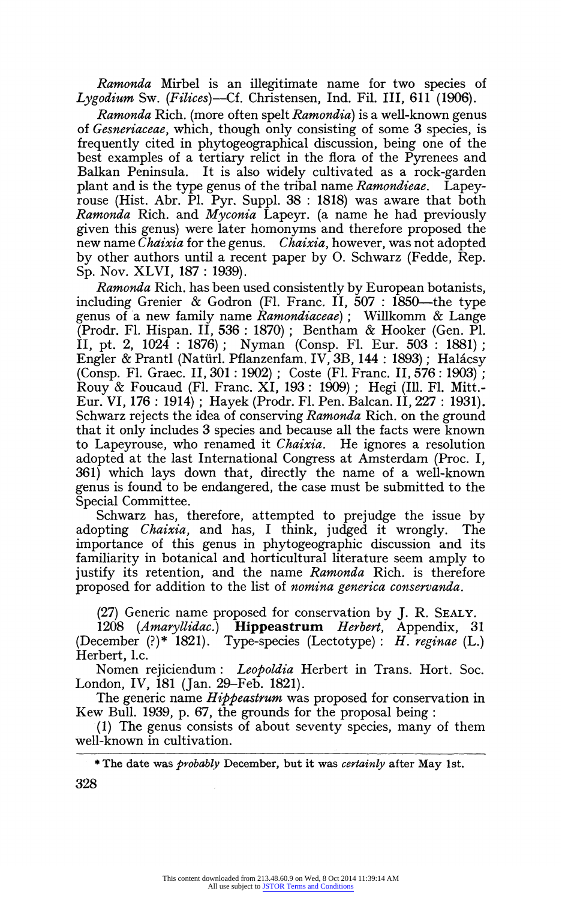*Ramonda* Mirbel is an illegitimate name for two species of *Lygodium* Sw. (*Filices*)—Cf. Christensen, Ind. Fil. III, 611 (1906).

*Ramonda* Rich. (more often spelt *Ramondia*) is a well-known genus of *Gesneriaceae*, which, though only consisting of some 3 species, is frequently cited in phytogeographical discussion, being one of the best examples of a tertiary relict in the flora of the Pyrenees and Balkan Peninsula. It is also widely cultivated as a rock-garden plant and is the type genus of the tribal name *Ramondieae*. Lapeyrouse (Hist. Abr. Pl. Pyr. Suppl. 38 : 1818) was aware that both *Ramonda* Rich. and *Myconia* Lapeyr. (a name he had previously given this genus) were later homonyms and therefore proposed the new name *Chaixia* for the genus. *Chaixia*, however, was not adopted by other authors until a recent paper by O. Schwarz (Fedde, Rep. Sp. Nov. XLVI, 187 : 1939).

*Ramonda* Rich. has been used consistently by European botanists, including Grenier & Godron (Fl. Franc. II, 507 : 1850—the type genus of a new family name *Ramondiaceae*) ; Willkomm & Lange (Prodr. Fl. Hispan. II, 536 : 1870) ; Bentham & Hooker (Gen. Pl. II, pt. 2, 1024 : 1876) ; Nyman (Consp. Fl. Eur. 503 : 1881) ; Engler & Prantl (Natürl. Pflanzenfam. IV, 3B, 144 : 1893) ; Halácsy (Consp. Fl. Graec. II, 301 : 1902) ; Coste (Fl. Franc. II, 576 : 1903) ; Rouy & Foucaud (Fl. Franc. XI, 193 : 1909) ; Hegi (Ill. Fl. Mitt.-Eur. VI, 176 : 1914) ; Hayek (Prodr. Fl. Pen. Balcan. II, 227 : 1931). Schwarz rejects the idea of conserving *Ramonda* Rich. on the ground that it only includes 3 species and because all the facts were known to Lapeyrouse, who renamed it *Chaixia*. He ignores a resolution adopted at the last International Congress at Amsterdam (Proc. I, 361) which lays down that, directly the name of a well-known genus is found to be endangered, the case must be submitted to the Special Committee.

Schwarz has, therefore, attempted to prejudge the issue by adopting *Chaixia*, and has, I think, judged it wrongly. The importance of this genus in phytogeographic discussion and its familiarity in botanical and horticultural literature seem amply to justify its retention, and the name *Ramonda* Rich. is therefore proposed for addition to the list of *nomina generica conservanda*.

(27) Generic name proposed for conservation by J. R. Sealy.

1208 (*Amaryllidac.*) **Hippeastrum** *Herbert*, Appendix, 31 (December (?)* 1821). Type-species (Lectotype) : *H. reginae* (L.) Herbert, l.c.

Nomen rejiciendum : *Leopoldia* Herbert in Trans. Hort. Soc. London, IV, 181 (Jan. 29–Feb. 1821).

The generic name *Hippeastrum* was proposed for conservation in Kew Bull. 1939, p. 67, the grounds for the proposal being :

(1) The genus consists of about seventy species, many of them well-known in cultivation.

---

\* The date was *probably* December, but it was *certainly* after May 1st.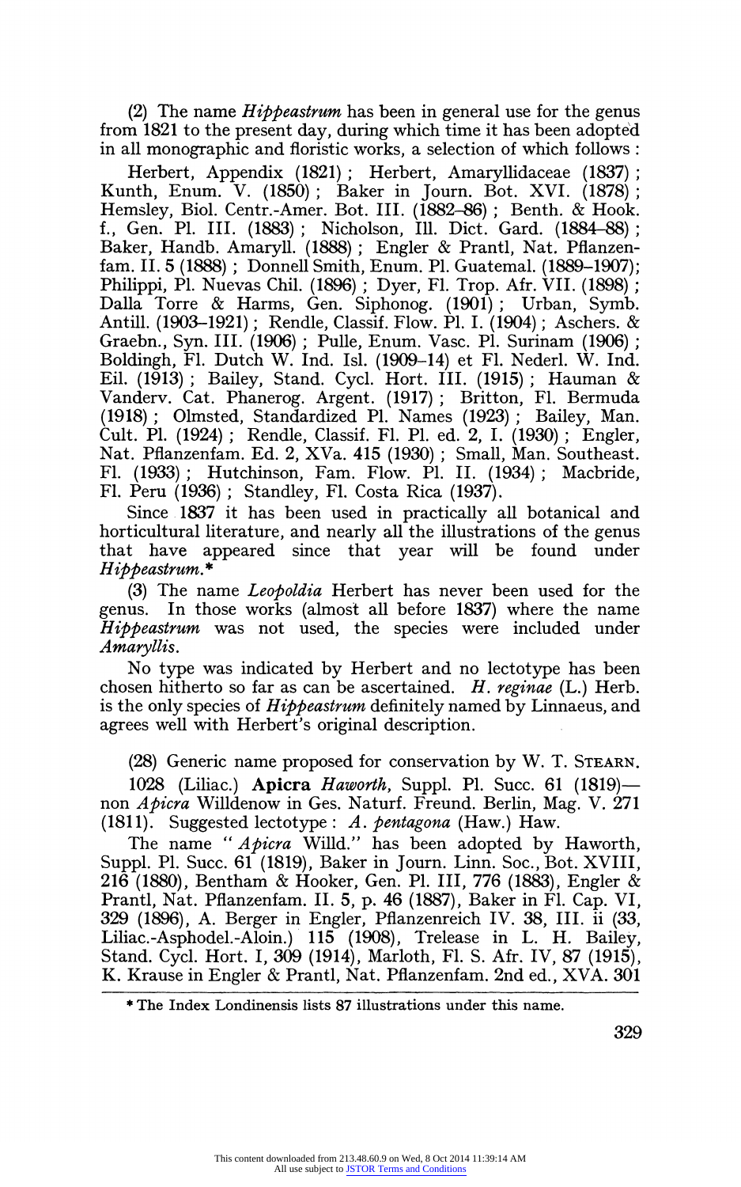(2) The name *Hippeastrum* has been in general use for the genus from 1821 to the present day, during which time it has been adopted in all monographic and floristic works, a selection of which follows :

Herbert, Appendix (1821) ; Herbert, Amaryllidaceae (1837) ; Kunth, Enum. V. (1850) ; Baker in Journ. Bot. XVI. (1878) ; Hemsley, Biol. Centr.-Amer. Bot. III. (1882–86) ; Benth. & Hook. f., Gen. Pl. III. (1883) ; Nicholson, Ill. Dict. Gard. (1884–88) ; Baker, Handb. Amaryll. (1888) ; Engler & Prantl, Nat. Pflanzenfam. II. 5 (1888) ; Donnell Smith, Enum. Pl. Guatemal. (1889–1907); Philippi, Pl. Nuevas Chil. (1896) ; Dyer, Fl. Trop. Afr. VII. (1898) ; Dalla Torre & Harms, Gen. Siphonog. (1901) ; Urban, Symb. Antill. (1903–1921) ; Rendle, Classif. Flow. Pl. I. (1904) ; Aschers. & Graebn., Syn. III. (1906) ; Pulle, Enum. Vasc. Pl. Surinam (1906) ; Boldingh, Fl. Dutch W. Ind. Isl. (1909–14) et Fl. Nederl. W. Ind. Eil. (1913) ; Bailey, Stand. Cycl. Hort. III. (1915) ; Hauman & Vanderv. Cat. Phanerog. Argent. (1917) ; Britton, Fl. Bermuda (1918) ; Olmsted, Standardized Pl. Names (1923) ; Bailey, Man. Cult. Pl. (1924) ; Rendle, Classif. Fl. Pl. ed. 2, I. (1930) ; Engler, Nat. Pflanzenfam. Ed. 2, XVa. **415** (1930) ; Small, Man. Southeast. Fl. (1933) ; Hutchinson, Fam. Flow. Pl. II. (1934) ; Macbride, Fl. Peru (1936) ; Standley, Fl. Costa Rica (1937).

Since 1837 it has been used in practically all botanical and horticultural literature, and nearly all the illustrations of the genus that have appeared since that year will be found under *Hippeastrum*.*

(3) The name *Leopoldia* Herbert has never been used for the genus. In those works (almost all before 1837) where the name *Hippeastrum* was not used, the species were included under *Amaryllis*.

No type was indicated by Herbert and no lectotype has been chosen hitherto so far as can be ascertained. *H. reginae* (L.) Herb. is the only species of *Hippeastrum* definitely named by Linnaeus, and agrees well with Herbert's original description.

(28) Generic name proposed for conservation by W. T. Stearn.

1028 (Liliac.) **Apicra** *Haworth*, Suppl. Pl. Succ. 61 (1819)—non *Apicra* Willdenow in Ges. Naturf. Freund. Berlin, Mag. V. 271 (1811). Suggested lectotype : *A. pentagona* (Haw.) Haw.

The name "*Apicra* Willd." has been adopted by Haworth, Suppl. Pl. Succ. 61 (1819), Baker in Journ. Linn. Soc., Bot. XVIII, 216 (1880), Bentham & Hooker, Gen. Pl. III, 776 (1883), Engler & Prantl, Nat. Pflanzenfam. II. 5, p. 46 (1887), Baker in Fl. Cap. VI, 329 (1896), A. Berger in Engler, Pflanzenreich IV. 38, III. ii (33, Liliac.-Asphodel.-Aloin.) 115 (1908), Trelease in L. H. Bailey, Stand. Cycl. Hort. I, 309 (1914), Marloth, Fl. S. Afr. IV, 87 (1915), K. Krause in Engler & Prantl, Nat. Pflanzenfam. 2nd ed., XVA. 301

* The Index Londinensis lists 87 illustrations under this name.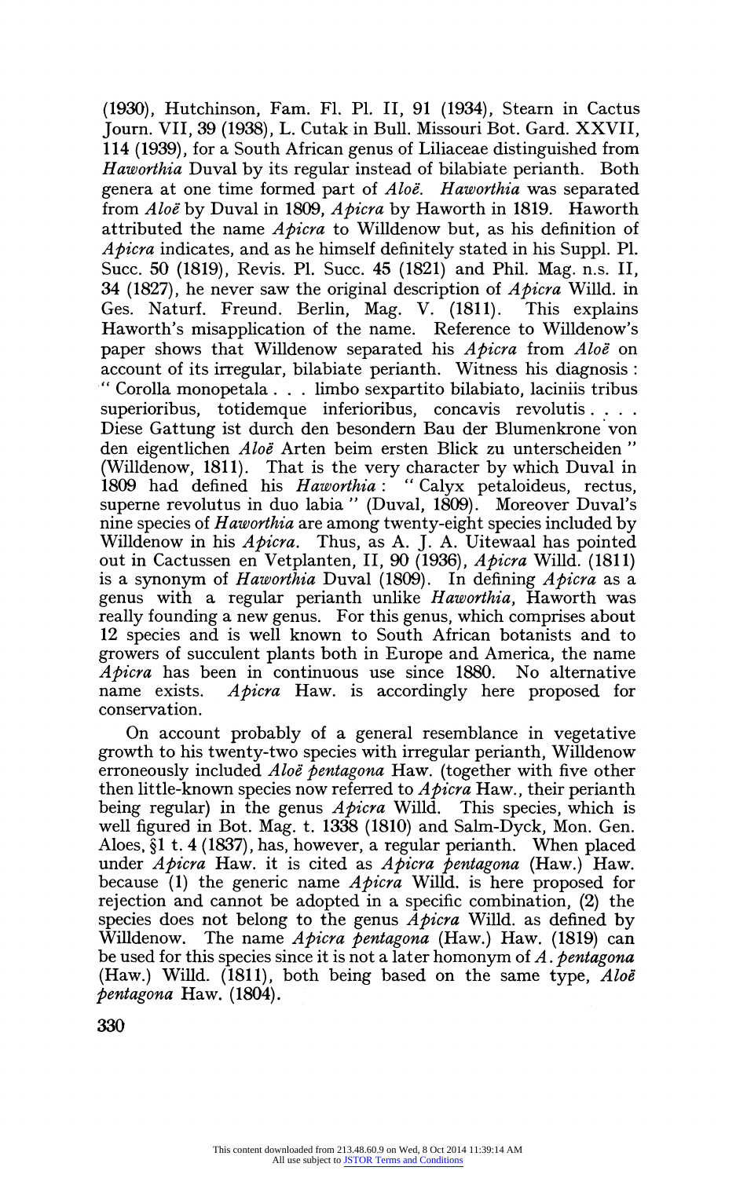(1930), Hutchinson, Fam. Fl. Pl. II, 91 (1934), Stearn in Cactus Journ. VII, 39 (1938), L. Cutak in Bull. Missouri Bot. Gard. XXVII, 114 (1939), for a South African genus of Liliaceae distinguished from *Haworthia* Duval by its regular instead of bilabiate perianth. Both genera at one time formed part of *Aloë*. *Haworthia* was separated from *Aloë* by Duval in 1809, *Apicra* by Haworth in 1819. Haworth attributed the name *Apicra* to Willdenow but, as his definition of *Apicra* indicates, and as he himself definitely stated in his Suppl. Pl. Succ. 50 (1819), Revis. Pl. Succ. 45 (1821) and Phil. Mag. n.s. II, 34 (1827), he never saw the original description of *Apicra* Willd. in Ges. Naturf. Freund. Berlin, Mag. V. (1811). This explains Haworth's misapplication of the name. Reference to Willdenow's paper shows that Willdenow separated his *Apicra* from *Aloë* on account of its irregular, bilabiate perianth. Witness his diagnosis: " Corolla monopetala . . . limbo sexpartito bilabiato, laciniis tribus superioribus, totidemque inferioribus, concavis revolutis . . . . Diese Gattung ist durch den besondern Bau der Blumenkrone von den eigentlichen *Aloë* Arten beim ersten Blick zu unterscheiden " (Willdenow, 1811). That is the very character by which Duval in 1809 had defined his *Haworthia*: " Calyx petaloideus, rectus, superne revolutus in duo labia " (Duval, 1809). Moreover Duval's nine species of *Haworthia* are among twenty-eight species included by Willdenow in his *Apicra*. Thus, as A. J. A. Uitewaal has pointed out in Cactussen en Vetplanten, II, 90 (1936), *Apicra* Willd. (1811) is a synonym of *Haworthia* Duval (1809). In defining *Apicra* as a genus with a regular perianth unlike *Haworthia*, Haworth was really founding a new genus. For this genus, which comprises about 12 species and is well known to South African botanists and to growers of succulent plants both in Europe and America, the name *Apicra* has been in continuous use since 1880. No alternative name exists. *Apicra* Haw. is accordingly here proposed for conservation.

On account probably of a general resemblance in vegetative growth to his twenty-two species with irregular perianth, Willdenow erroneously included *Aloë pentagona* Haw. (together with five other then little-known species now referred to *Apicra* Haw., their perianth being regular) in the genus *Apicra* Willd. This species, which is well figured in Bot. Mag. t. 1338 (1810) and Salm-Dyck, Mon. Gen. Aloes, §1 t. 4 (1837), has, however, a regular perianth. When placed under *Apicra* Haw. it is cited as *Apicra pentagona* (Haw.) Haw. because (1) the generic name *Apicra* Willd. is here proposed for rejection and cannot be adopted in a specific combination, (2) the species does not belong to the genus *Apicra* Willd. as defined by Willdenow. The name *Apicra pentagona* (Haw.) Haw. (1819) can be used for this species since it is not a later homonym of *A. pentagona* (Haw.) Willd. (1811), both being based on the same type, *Aloë pentagona* Haw. (1804).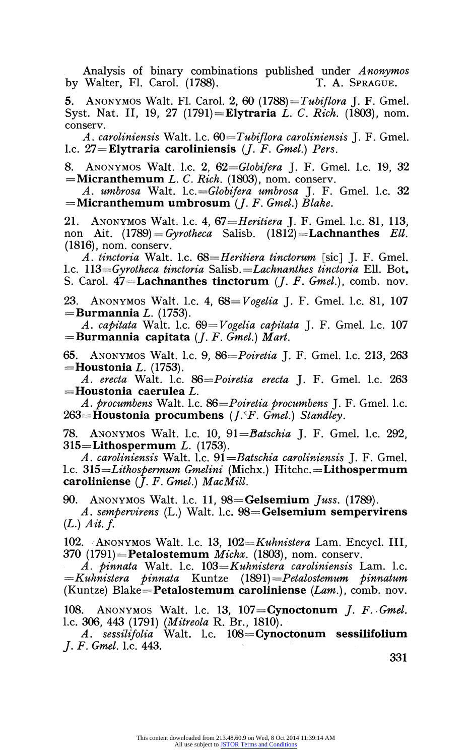Analysis of binary combinations published under *Anonymos* by Walter, Fl. Carol. (1788). T. A. SPRAGUE.

5. ANONYMOS Walt. Fl. Carol. 2, 60 (1788)=*Tubiflora* J. F. Gmel. Syst. Nat. II, 19, 27 (1791)=**Elytraria** *L. C. Rich.* (1803), nom. conserv.

*A. caroliniensis* Walt. l.c. 60=*Tubiflora caroliniensis* J. F. Gmel. l.c. 27=**Elytraria caroliniensis** (*J. F. Gmel.*) *Pers.*

8. ANONYMOS Walt. l.c. 2, 62=*Globifera* J. F. Gmel. l.c. 19, 32 =**Micranthemum** *L. C. Rich.* (1803), nom. conserv.

*A. umbrosa* Walt. l.c.=*Globifera umbrosa* J. F. Gmel. l.c. 32 =**Micranthemum umbrosum** (*J. F. Gmel.*) *Blake.*

21. ANONYMOS Walt. l.c. 4, 67=*Heritiera* J. F. Gmel. l.c. 81, 113, non Ait. (1789)=*Gyrotheca* Salisb. (1812)=**Lachnanthes** *Ell.* (1816), nom. conserv.

*A. tinctoria* Walt. l.c. 68=*Heritiera tinctorum* [sic] J. F. Gmel. l.c. 113=*Gyrotheca tinctoria* Salisb.=*Lachnanthes tinctoria* Ell. Bot. S. Carol. 47=**Lachnanthes tinctorum** (*J. F. Gmel.*), comb. nov.

23. ANONYMOS Walt. l.c. 4, 68=*Vogelia* J. F. Gmel. l.c. 81, 107 =**Burmannia** *L.* (1753).

*A. capitata* Walt. l.c. 69=*Vogelia capitata* J. F. Gmel. l.c. 107 =**Burmannia capitata** (*J. F. Gmel.*) *Mart.*

65. ANONYMOS Walt. l.c. 9, 86=*Poiretia* J. F. Gmel. l.c. 213, 263 =**Houstonia** *L.* (1753).

*A. erecta* Walt. l.c. 86=*Poiretia erecta* J. F. Gmel. l.c. 263 =**Houstonia caerulea** *L.*

*A. procumbens* Walt. l.c. 86=*Poiretia procumbens* J. F. Gmel. l.c. 263=**Houstonia procumbens** (*J. F. Gmel.*) *Standley.*

78. ANONYMOS Walt. l.c. 10, 91=*Batschia* J. F. Gmel. l.c. 292, 315=**Lithospermum** *L.* (1753).

*A. caroliniensis* Walt. l.c. 91=*Batschia caroliniensis* J. F. Gmel. l.c. 315=*Lithospermum Gmelini* (Michx.) Hitchc.=**Lithospermum caroliniense** (*J. F. Gmel.*) *MacMill.*

90. ANONYMOS Walt. l.c. 11, 98=**Gelsemium** *Juss.* (1789).

*A. sempervirens* (L.) Walt. l.c. 98=**Gelsemium sempervirens** (*L.*) *Ait. f.*

102. ANONYMOS Walt. l.c. 13, 102=*Kuhnistera* Lam. Encycl. III, 370 (1791)=**Petalostemum** *Michx.* (1803), nom. conserv.

*A. pinnata* Walt. l.c. 103=*Kuhnistera caroliniensis* Lam. l.c. =*Kuhnistera pinnata* Kuntze (1891)=*Petalostemum pinnatum* (Kuntze) Blake=**Petalostemum caroliniense** (*Lam.*), comb. nov.

108. ANONYMOS Walt. l.c. 13, 107=**Cynoctonum** *J. F. Gmel.* l.c. 306, 443 (1791) (*Mitreola* R. Br., 1810).

*A. sessilifolia* Walt. l.c. 108=**Cynoctonum sessilifolium** *J. F. Gmel.* l.c. 443.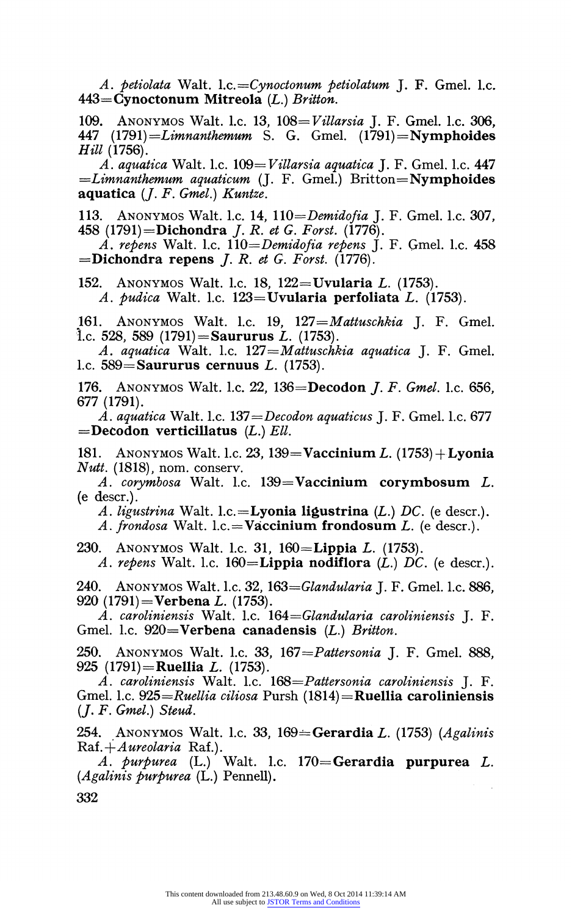*A. petiolata* Walt. l.c.=*Cynoctonum petiolatum* J. F. Gmel. l.c. 443=**Cynoctonum Mitreola** (*L.*) *Britton.*

109. ANONYMOS Walt. l.c. 13, 108=*Villarsia* J. F. Gmel. l.c. 306, 447 (1791)=*Limnanthemum* S. G. Gmel. (1791)=**Nymphoides** *Hill* (1756).

*A. aquatica* Walt. l.c. 109=*Villarsia aquatica* J. F. Gmel. l.c. 447 =*Limnanthemum aquaticum* (J. F. Gmel.) Britton=**Nymphoides aquatica** (*J. F. Gmel.*) *Kuntze.*

113. ANONYMOS Walt. l.c. 14, 110=*Demidofia* J. F. Gmel. l.c. 307, 458 (1791)=**Dichondra** *J. R. et G. Forst.* (1776).

*A. repens* Walt. l.c. 110=*Demidofia repens* J. F. Gmel. l.c. 458 =**Dichondra repens** *J. R. et G. Forst.* (1776).

152. ANONYMOS Walt. l.c. 18, 122=**Uvularia** *L.* (1753).

*A. pudica* Walt. l.c. 123=**Uvularia perfoliata** *L.* (1753).

161. ANONYMOS Walt. l.c. 19, 127=*Mattuschkia* J. F. Gmel. l.c. 528, 589 (1791)=**Saururus** *L.* (1753).

*A. aquatica* Walt. l.c. 127=*Mattuschkia aquatica* J. F. Gmel. l.c. 589=**Saururus cernuus** *L.* (1753).

176. ANONYMOS Walt. l.c. 22, 136=**Decodon** *J. F. Gmel.* l.c. 656, 677 (1791).

*A. aquatica* Walt. l.c. 137=*Decodon aquaticus* J. F. Gmel. l.c. 677 =**Decodon verticillatus** (*L.*) *Ell.*

181. ANONYMOS Walt. l.c. 23, 139=**Vaccinium** *L.* (1753)+**Lyonia** *Nutt.* (1818), nom. conserv.

*A. corymbosa* Walt. l.c. 139=**Vaccinium corymbosum** *L.* (e descr.).

*A. ligustrina* Walt. l.c.=**Lyonia ligustrina** (*L.*) *DC.* (e descr.).

*A. frondosa* Walt. l.c.=**Vaccinium frondosum** *L.* (e descr.).

230. ANONYMOS Walt. l.c. 31, 160=**Lippia** *L.* (1753).

*A. repens* Walt. l.c. 160=**Lippia nodiflora** (*L.*) *DC.* (e descr.).

240. ANONYMOS Walt. l.c. 32, 163=*Glandularia* J. F. Gmel. l.c. 886, 920 (1791)=**Verbena** *L.* (1753).

*A. caroliniensis* Walt. l.c. 164=*Glandularia caroliniensis* J. F. Gmel. l.c. 920=**Verbena canadensis** (*L.*) *Britton.*

250. ANONYMOS Walt. l.c. 33, 167=*Pattersonia* J. F. Gmel. 888, 925 (1791)=**Ruellia** *L.* (1753).

*A. caroliniensis* Walt. l.c. 168=*Pattersonia caroliniensis* J. F. Gmel. l.c. 925=*Ruellia ciliosa* Pursh (1814)=**Ruellia caroliniensis** (*J. F. Gmel.*) *Steud.*

254. ANONYMOS Walt. l.c. 33, 169=**Gerardia** *L.* (1753) (*Agalinis* Raf.+*Aureolaria* Raf.).

*A. purpurea* (L.) Walt. l.c. 170=**Gerardia purpurea** *L.* (*Agalinis purpurea* (L.) Pennell).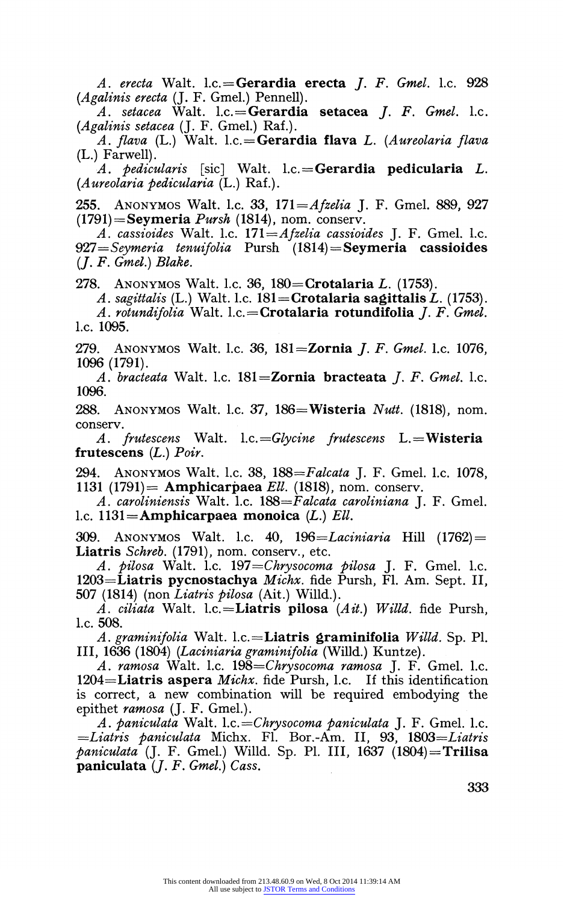*A. erecta* Walt. l.c.=**Gerardia erecta** *J. F. Gmel.* l.c. 928 (*Agalinis erecta* (J. F. Gmel.) Pennell).

*A. setacea* Walt. l.c.=**Gerardia setacea** *J. F. Gmel.* l.c. (*Agalinis setacea* (J. F. Gmel.) Raf.).

*A. flava* (L.) Walt. l.c.=**Gerardia flava** *L.* (*Aureolaria flava* (L.) Farwell).

*A. pedicularis* [sic] Walt. l.c.=**Gerardia pedicularia** *L.* (*Aureolaria pedicularia* (L.) Raf.).

255. ANONYMOS Walt. l.c. 33, 171=*Afzelia* J. F. Gmel. 889, 927 (1791)=**Seymeria** *Pursh* (1814), nom. conserv.

*A. cassioides* Walt. l.c. 171=*Afzelia cassioides* J. F. Gmel. l.c. 927=*Seymeria tenuifolia* Pursh (1814)=**Seymeria cassioides** (*J. F. Gmel.*) *Blake*.

278. ANONYMOS Walt. l.c. 36, 180=**Crotalaria** *L.* (1753).

*A. sagittalis* (L.) Walt. l.c. 181=**Crotalaria sagittalis** *L.* (1753).

*A. rotundifolia* Walt. l.c.=**Crotalaria rotundifolia** *J. F. Gmel.* l.c. 1095.

279. ANONYMOS Walt. l.c. 36, 181=**Zornia** *J. F. Gmel.* l.c. 1076, 1096 (1791).

*A. bracteata* Walt. l.c. 181=**Zornia bracteata** *J. F. Gmel.* l.c. 1096.

288. ANONYMOS Walt. l.c. 37, 186=**Wisteria** *Nutt.* (1818), nom. conserv.

*A. frutescens* Walt. l.c.=*Glycine frutescens* L.=**Wisteria frutescens** (*L.*) *Poir.*

294. ANONYMOS Walt. l.c. 38, 188=*Falcata* J. F. Gmel. l.c. 1078, 1131 (1791)= **Amphicarpaea** *Ell.* (1818), nom. conserv.

*A. caroliniensis* Walt. l.c. 188=*Falcata caroliniana* J. F. Gmel. l.c. 1131=**Amphicarpaea monoica** (*L.*) *Ell.*

309. ANONYMOS Walt. l.c. 40, 196=*Laciniaria* Hill (1762)= **Liatris** *Schreb.* (1791), nom. conserv., etc.

*A. pilosa* Walt. l.c. 197=*Chrysocoma pilosa* J. F. Gmel. l.c. 1203=**Liatris pycnostachya** *Michx.* fide Pursh, Fl. Am. Sept. II, 507 (1814) (non *Liatris pilosa* (Ait.) Willd.).

*A. ciliata* Walt. l.c.=**Liatris pilosa** (*Ait.*) *Willd.* fide Pursh, l.c. 508.

*A. graminifolia* Walt. l.c.=**Liatris graminifolia** *Willd.* Sp. Pl. III, 1636 (1804) (*Laciniaria graminifolia* (Willd.) Kuntze).

*A. ramosa* Walt. l.c. 198=*Chrysocoma ramosa* J. F. Gmel. l.c. 1204=**Liatris aspera** *Michx.* fide Pursh, l.c. If this identification is correct, a new combination will be required embodying the epithet *ramosa* (J. F. Gmel.).

*A. paniculata* Walt. l.c.=*Chrysocoma paniculata* J. F. Gmel. l.c. =*Liatris paniculata* Michx. Fl. Bor.-Am. II, 93, 1803=*Liatris paniculata* (J. F. Gmel.) Willd. Sp. Pl. III, 1637 (1804)=**Trilisa paniculata** (*J. F. Gmel.*) *Cass.*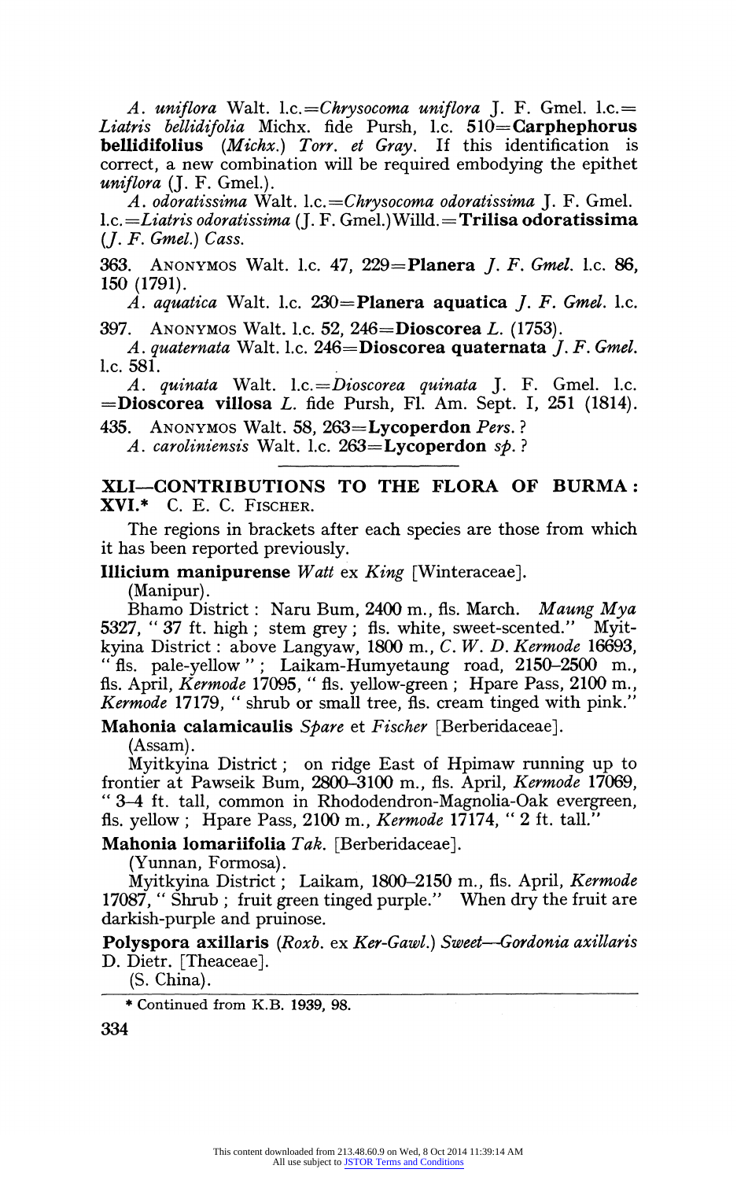*A. uniflora* Walt. l.c.=*Chrysocoma uniflora* J. F. Gmel. l.c.= *Liatris bellidifolia* Michx. fide Pursh, l.c. 510=**Carphephorus bellidifolius** (*Michx.*) *Torr. et Gray*. If this identification is correct, a new combination will be required embodying the epithet *uniflora* (J. F. Gmel.).

*A. odoratissima* Walt. l.c.=*Chrysocoma odoratissima* J. F. Gmel. l.c.=*Liatris odoratissima* (J. F. Gmel.) Willd.=**Trilisa odoratissima** (*J. F. Gmel.*) *Cass.*

363. ANONYMOS Walt. l.c. 47, 229=**Planera** *J. F. Gmel.* l.c. 86, 150 (1791).

*A. aquatica* Walt. l.c. 230=**Planera aquatica** *J. F. Gmel.* l.c.

397. ANONYMOS Walt. l.c. 52, 246=**Dioscorea** *L.* (1753).

*A. quaternata* Walt. l.c. 246=**Dioscorea quaternata** *J. F. Gmel.* l.c. 581.

*A. quinata* Walt. l.c.=*Dioscorea quinata* J. F. Gmel. l.c. =**Dioscorea villosa** *L.* fide Pursh, Fl. Am. Sept. I, 251 (1814).

435. ANONYMOS Walt. 58, 263=**Lycoperdon** *Pers.* ?

*A. caroliniensis* Walt. l.c. 263=**Lycoperdon** *sp.* ?

---

## XLI—CONTRIBUTIONS TO THE FLORA OF BURMA: XVI.* C. E. C. FISCHER.

The regions in brackets after each species are those from which it has been reported previously.

**Illicium manipurense** *Watt* ex *King* [Winteraceae].

(Manipur).

Bhamo District: Naru Bum, 2400 m., fls. March. *Maung Mya* 5327, "37 ft. high; stem grey; fls. white, sweet-scented." Myitkyina District: above Langyaw, 1800 m., *C. W. D. Kermode* 16693, "fls. pale-yellow"; Laikam-Humyetaung road, 2150–2500 m., fls. April, *Kermode* 17095, "fls. yellow-green; Hpare Pass, 2100 m., *Kermode* 17179, "shrub or small tree, fls. cream tinged with pink."

**Mahonia calamicaulis** *Spare* et *Fischer* [Berberidaceae].

(Assam).

Myitkyina District; on ridge East of Hpimaw running up to frontier at Pawseik Bum, 2800–3100 m., fls. April, *Kermode* 17069, "3–4 ft. tall, common in Rhododendron-Magnolia-Oak evergreen, fls. yellow; Hpare Pass, 2100 m., *Kermode* 17174, "2 ft. tall."

**Mahonia lomariifolia** *Tak.* [Berberidaceae].

(Yunnan, Formosa).

Myitkyina District; Laikam, 1800–2150 m., fls. April, *Kermode* 17087, "Shrub; fruit green tinged purple." When dry the fruit are darkish-purple and pruinose.

**Polyspora axillaris** (*Roxb.* ex *Ker-Gawl.*) *Sweet*—*Gordonia axillaris* D. Dietr. [Theaceae].

(S. China).

---

\* Continued from K.B. 1939, 98.